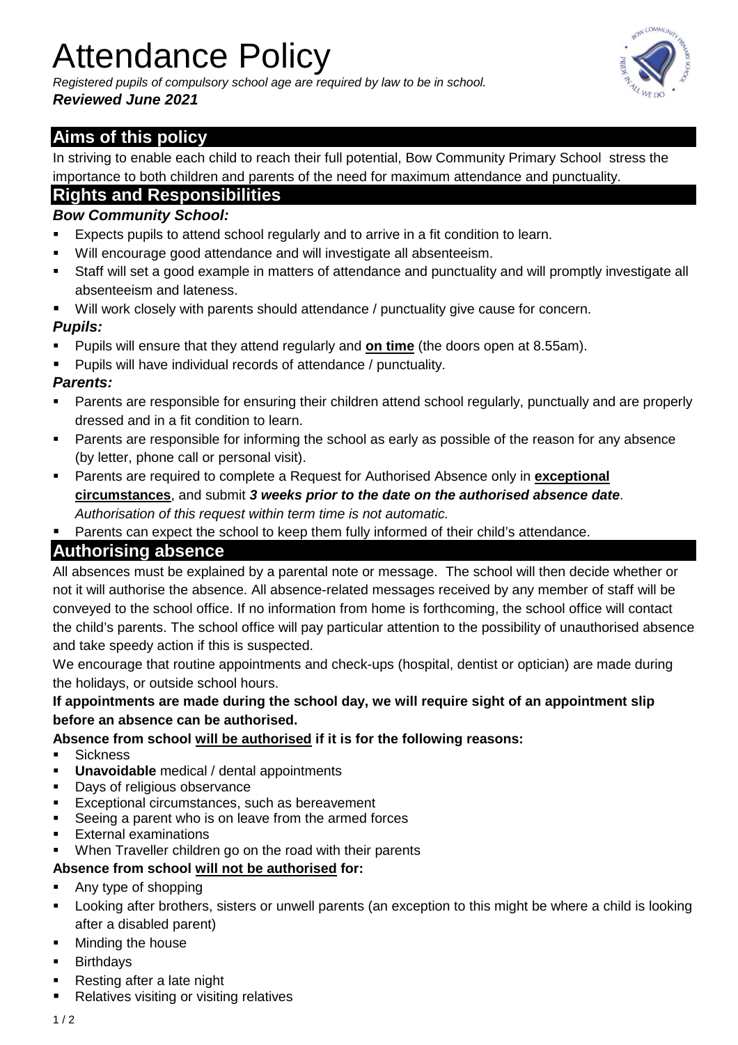# Attendance Policy

*Registered pupils of compulsory school age are required by law to be in school.*
***Reviewed June 2021***

## Aims of this policy

In striving to enable each child to reach their full potential, Bow Community Primary School stress the importance to both children and parents of the need for maximum attendance and punctuality.

## Rights and Responsibilities

### *Bow Community School:*

- Expects pupils to attend school regularly and to arrive in a fit condition to learn.
- Will encourage good attendance and will investigate all absenteeism.
- Staff will set a good example in matters of attendance and punctuality and will promptly investigate all absenteeism and lateness.
- Will work closely with parents should attendance / punctuality give cause for concern.

### *Pupils:*

- Pupils will ensure that they attend regularly and **on time** (the doors open at 8.55am).
- Pupils will have individual records of attendance / punctuality.

### *Parents:*

- Parents are responsible for ensuring their children attend school regularly, punctually and are properly dressed and in a fit condition to learn.
- Parents are responsible for informing the school as early as possible of the reason for any absence (by letter, phone call or personal visit).
- Parents are required to complete a Request for Authorised Absence only in **exceptional circumstances**, and submit ***3 weeks prior to the date on the authorised absence date***. *Authorisation of this request within term time is not automatic.*
- Parents can expect the school to keep them fully informed of their child's attendance.

## Authorising absence

All absences must be explained by a parental note or message. The school will then decide whether or not it will authorise the absence. All absence-related messages received by any member of staff will be conveyed to the school office. If no information from home is forthcoming, the school office will contact the child's parents. The school office will pay particular attention to the possibility of unauthorised absence and take speedy action if this is suspected.

We encourage that routine appointments and check-ups (hospital, dentist or optician) are made during the holidays, or outside school hours.

**If appointments are made during the school day, we will require sight of an appointment slip before an absence can be authorised.**

**Absence from school will be authorised if it is for the following reasons:**

- Sickness
- **Unavoidable** medical / dental appointments
- Days of religious observance
- Exceptional circumstances, such as bereavement
- Seeing a parent who is on leave from the armed forces
- External examinations
- When Traveller children go on the road with their parents

**Absence from school will not be authorised for:**

- Any type of shopping
- Looking after brothers, sisters or unwell parents (an exception to this might be where a child is looking after a disabled parent)
- Minding the house
- Birthdays
- Resting after a late night
- Relatives visiting or visiting relatives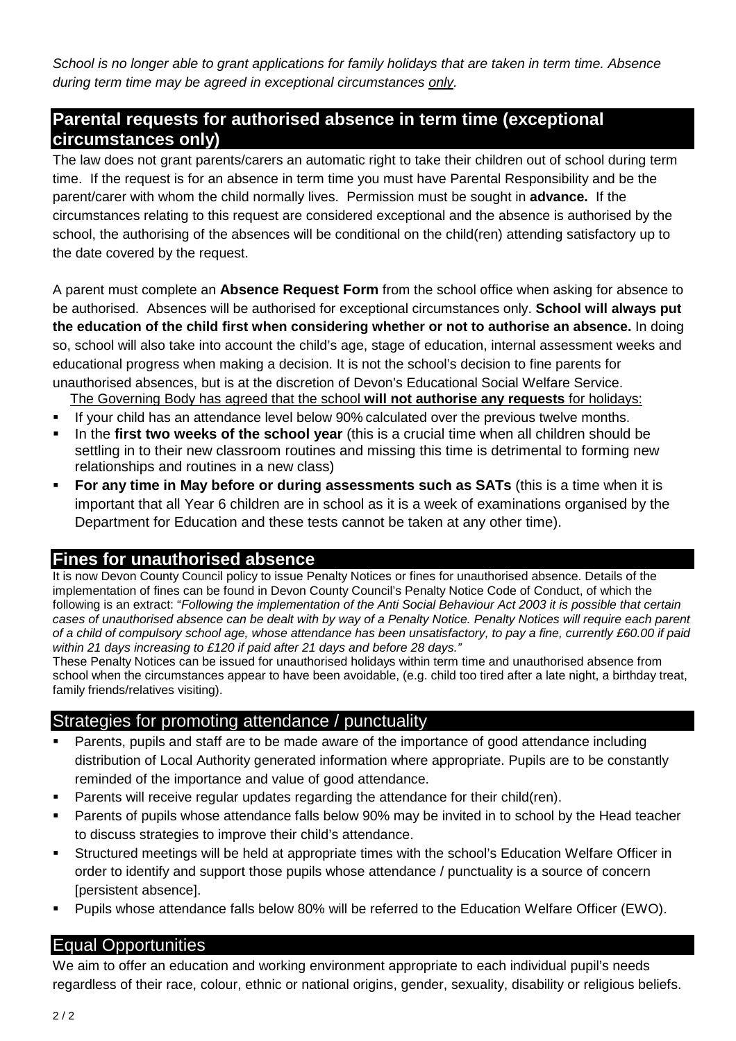*School is no longer able to grant applications for family holidays that are taken in term time. Absence during term time may be agreed in exceptional circumstances only.*

## Parental requests for authorised absence in term time (exceptional circumstances only)

The law does not grant parents/carers an automatic right to take their children out of school during term time. If the request is for an absence in term time you must have Parental Responsibility and be the parent/carer with whom the child normally lives. Permission must be sought in **advance.** If the circumstances relating to this request are considered exceptional and the absence is authorised by the school, the authorising of the absences will be conditional on the child(ren) attending satisfactory up to the date covered by the request.

A parent must complete an **Absence Request Form** from the school office when asking for absence to be authorised. Absences will be authorised for exceptional circumstances only. **School will always put the education of the child first when considering whether or not to authorise an absence.** In doing so, school will also take into account the child's age, stage of education, internal assessment weeks and educational progress when making a decision. It is not the school's decision to fine parents for unauthorised absences, but is at the discretion of Devon's Educational Social Welfare Service.

The Governing Body has agreed that the school **will not authorise any requests** for holidays:

- If your child has an attendance level below 90% calculated over the previous twelve months.
- In the **first two weeks of the school year** (this is a crucial time when all children should be settling in to their new classroom routines and missing this time is detrimental to forming new relationships and routines in a new class)
- **For any time in May before or during assessments such as SATs** (this is a time when it is important that all Year 6 children are in school as it is a week of examinations organised by the Department for Education and these tests cannot be taken at any other time).

## Fines for unauthorised absence

It is now Devon County Council policy to issue Penalty Notices or fines for unauthorised absence. Details of the implementation of fines can be found in Devon County Council's Penalty Notice Code of Conduct, of which the following is an extract: "*Following the implementation of the Anti Social Behaviour Act 2003 it is possible that certain cases of unauthorised absence can be dealt with by way of a Penalty Notice. Penalty Notices will require each parent of a child of compulsory school age, whose attendance has been unsatisfactory, to pay a fine, currently £60.00 if paid within 21 days increasing to £120 if paid after 21 days and before 28 days.*"

These Penalty Notices can be issued for unauthorised holidays within term time and unauthorised absence from school when the circumstances appear to have been avoidable, (e.g. child too tired after a late night, a birthday treat, family friends/relatives visiting).

## Strategies for promoting attendance / punctuality

- Parents, pupils and staff are to be made aware of the importance of good attendance including distribution of Local Authority generated information where appropriate. Pupils are to be constantly reminded of the importance and value of good attendance.
- Parents will receive regular updates regarding the attendance for their child(ren).
- Parents of pupils whose attendance falls below 90% may be invited in to school by the Head teacher to discuss strategies to improve their child's attendance.
- Structured meetings will be held at appropriate times with the school's Education Welfare Officer in order to identify and support those pupils whose attendance / punctuality is a source of concern [persistent absence].
- Pupils whose attendance falls below 80% will be referred to the Education Welfare Officer (EWO).

## Equal Opportunities

We aim to offer an education and working environment appropriate to each individual pupil's needs regardless of their race, colour, ethnic or national origins, gender, sexuality, disability or religious beliefs.